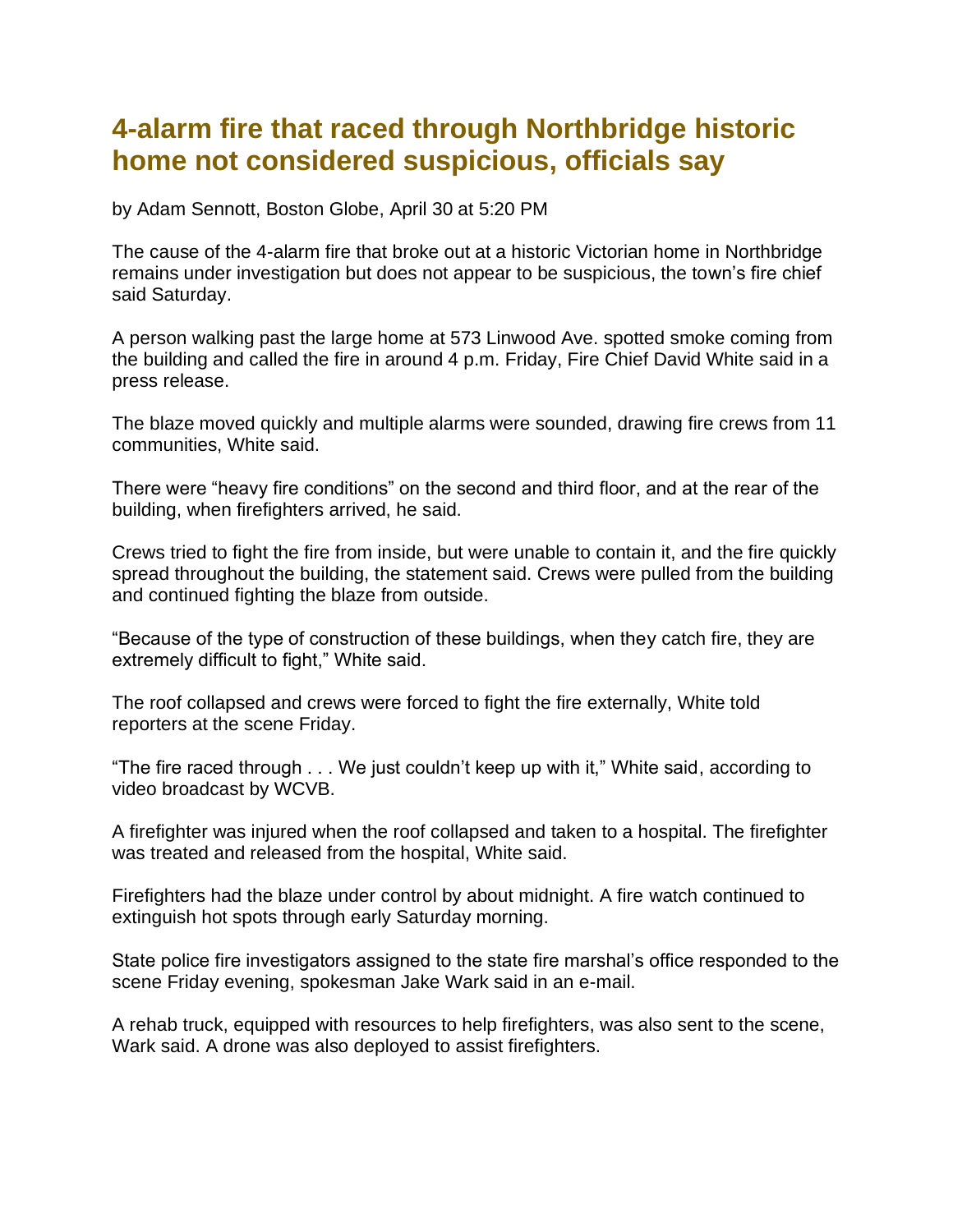# 4-alarm fire that raced through Northbridge historic home not considered suspicious, officials say

by Adam Sennott, Boston Globe, April 30 at 5:20 PM

The cause of the 4-alarm fire that broke out at a historic Victorian home in Northbridge remains under investigation but does not appear to be suspicious, the town's fire chief said Saturday.

A person walking past the large home at 573 Linwood Ave. spotted smoke coming from the building and called the fire in around 4 p.m. Friday, Fire Chief David White said in a press release.

The blaze moved quickly and multiple alarms were sounded, drawing fire crews from 11 communities, White said.

There were "heavy fire conditions" on the second and third floor, and at the rear of the building, when firefighters arrived, he said.

Crews tried to fight the fire from inside, but were unable to contain it, and the fire quickly spread throughout the building, the statement said. Crews were pulled from the building and continued fighting the blaze from outside.

"Because of the type of construction of these buildings, when they catch fire, they are extremely difficult to fight," White said.

The roof collapsed and crews were forced to fight the fire externally, White told reporters at the scene Friday.

"The fire raced through . . . We just couldn't keep up with it," White said, according to video broadcast by WCVB.

A firefighter was injured when the roof collapsed and taken to a hospital. The firefighter was treated and released from the hospital, White said.

Firefighters had the blaze under control by about midnight. A fire watch continued to extinguish hot spots through early Saturday morning.

State police fire investigators assigned to the state fire marshal's office responded to the scene Friday evening, spokesman Jake Wark said in an e-mail.

A rehab truck, equipped with resources to help firefighters, was also sent to the scene, Wark said. A drone was also deployed to assist firefighters.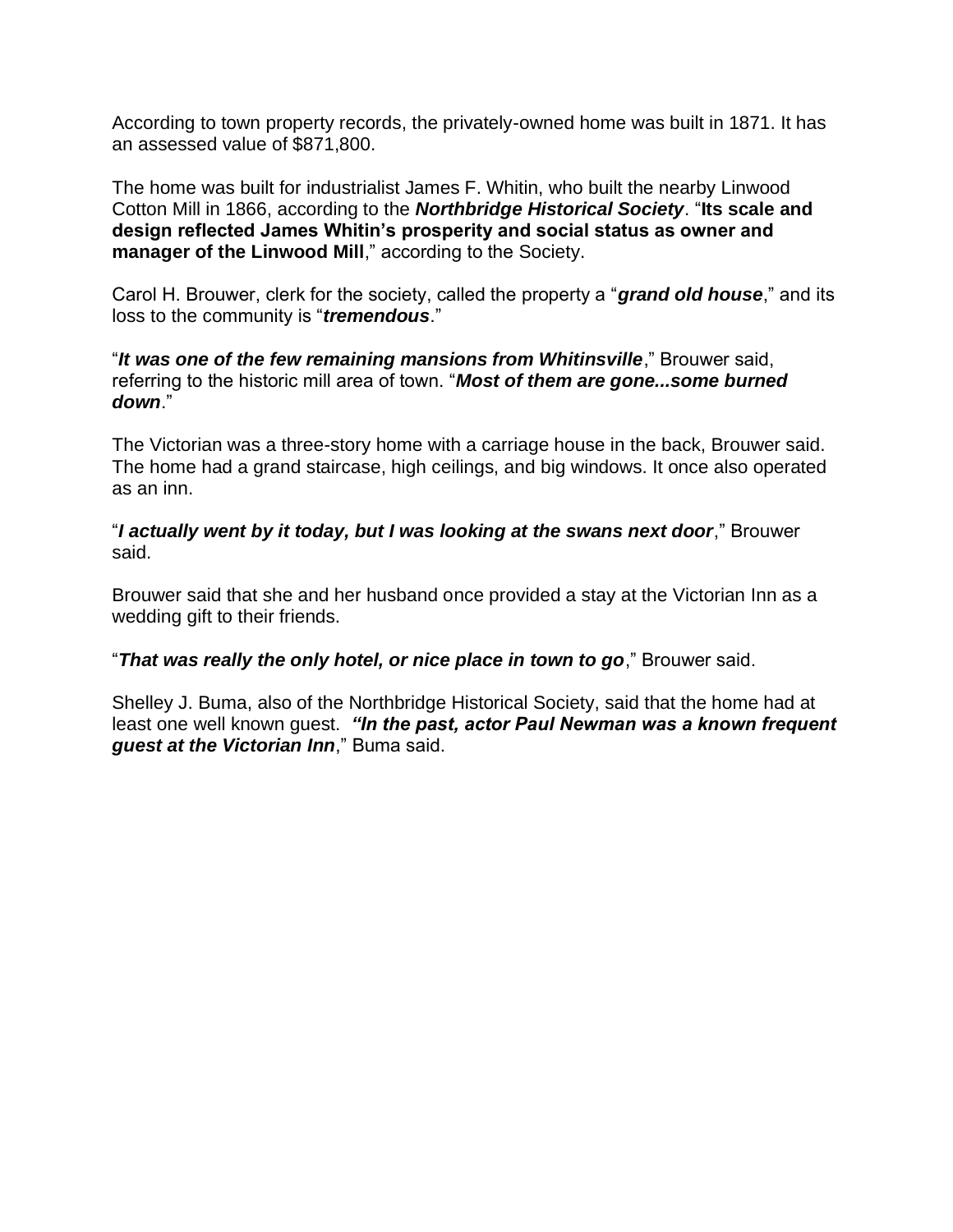According to town property records, the privately-owned home was built in 1871. It has an assessed value of $871,800.

The home was built for industrialist James F. Whitin, who built the nearby Linwood Cotton Mill in 1866, according to the ***Northbridge Historical Society***. "**Its scale and design reflected James Whitin's prosperity and social status as owner and manager of the Linwood Mill**," according to the Society.

Carol H. Brouwer, clerk for the society, called the property a "***grand old house***," and its loss to the community is "***tremendous***."

"***It was one of the few remaining mansions from Whitinsville***," Brouwer said, referring to the historic mill area of town. "***Most of them are gone...some burned down***."

The Victorian was a three-story home with a carriage house in the back, Brouwer said. The home had a grand staircase, high ceilings, and big windows. It once also operated as an inn.

"***I actually went by it today, but I was looking at the swans next door***," Brouwer said.

Brouwer said that she and her husband once provided a stay at the Victorian Inn as a wedding gift to their friends.

"***That was really the only hotel, or nice place in town to go***," Brouwer said.

Shelley J. Buma, also of the Northbridge Historical Society, said that the home had at least one well known guest. ***"In the past, actor Paul Newman was a known frequent guest at the Victorian Inn***," Buma said.